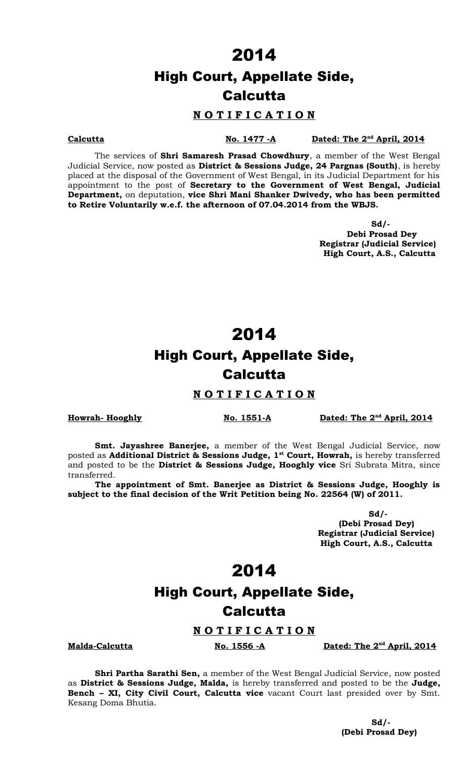# 2014

# High Court, Appellate Side, Calcutta

**N O T I F I C A T I O N**

**Calcutta** **No. 1477 -A** **Dated: The 2nd April, 2014**

The services of **Shri Samaresh Prasad Chowdhury**, a member of the West Bengal Judicial Service, now posted as **District & Sessions Judge, 24 Pargnas (South)**, is hereby placed at the disposal of the Government of West Bengal, in its Judicial Department for his appointment to the post of **Secretary to the Government of West Bengal, Judicial Department,** on deputation, **vice Shri Mani Shanker Dwivedy, who has been permitted to Retire Voluntarily w.e.f. the afternoon of 07.04.2014 from the WBJS.**

**Sd/-**
**Debi Prosad Dey**
**Registrar (Judicial Service)**
**High Court, A.S., Calcutta**

# 2014

# High Court, Appellate Side, Calcutta

**N O T I F I C A T I O N**

**Howrah- Hooghly** **No. 1551-A** **Dated: The 2nd April, 2014**

**Smt. Jayashree Banerjee,** a member of the West Bengal Judicial Service, now posted as **Additional District & Sessions Judge, 1st Court, Howrah,** is hereby transferred and posted to be the **District & Sessions Judge, Hooghly vice** Sri Subrata Mitra, since transferred.

**The appointment of Smt. Banerjee as District & Sessions Judge, Hooghly is subject to the final decision of the Writ Petition being No. 22564 (W) of 2011.**

**Sd/-**
**(Debi Prosad Dey)**
**Registrar (Judicial Service)**
**High Court, A.S., Calcutta**

# 2014

# High Court, Appellate Side, Calcutta

**N O T I F I C A T I O N**

**Malda-Calcutta** **No. 1556 -A** **Dated: The 2nd April, 2014**

**Shri Partha Sarathi Sen,** a member of the West Bengal Judicial Service, now posted as **District & Sessions Judge, Malda,** is hereby transferred and posted to be the **Judge, Bench – XI, City Civil Court, Calcutta vice** vacant Court last presided over by Smt. Kesang Doma Bhutia.

**Sd/-**
**(Debi Prosad Dey)**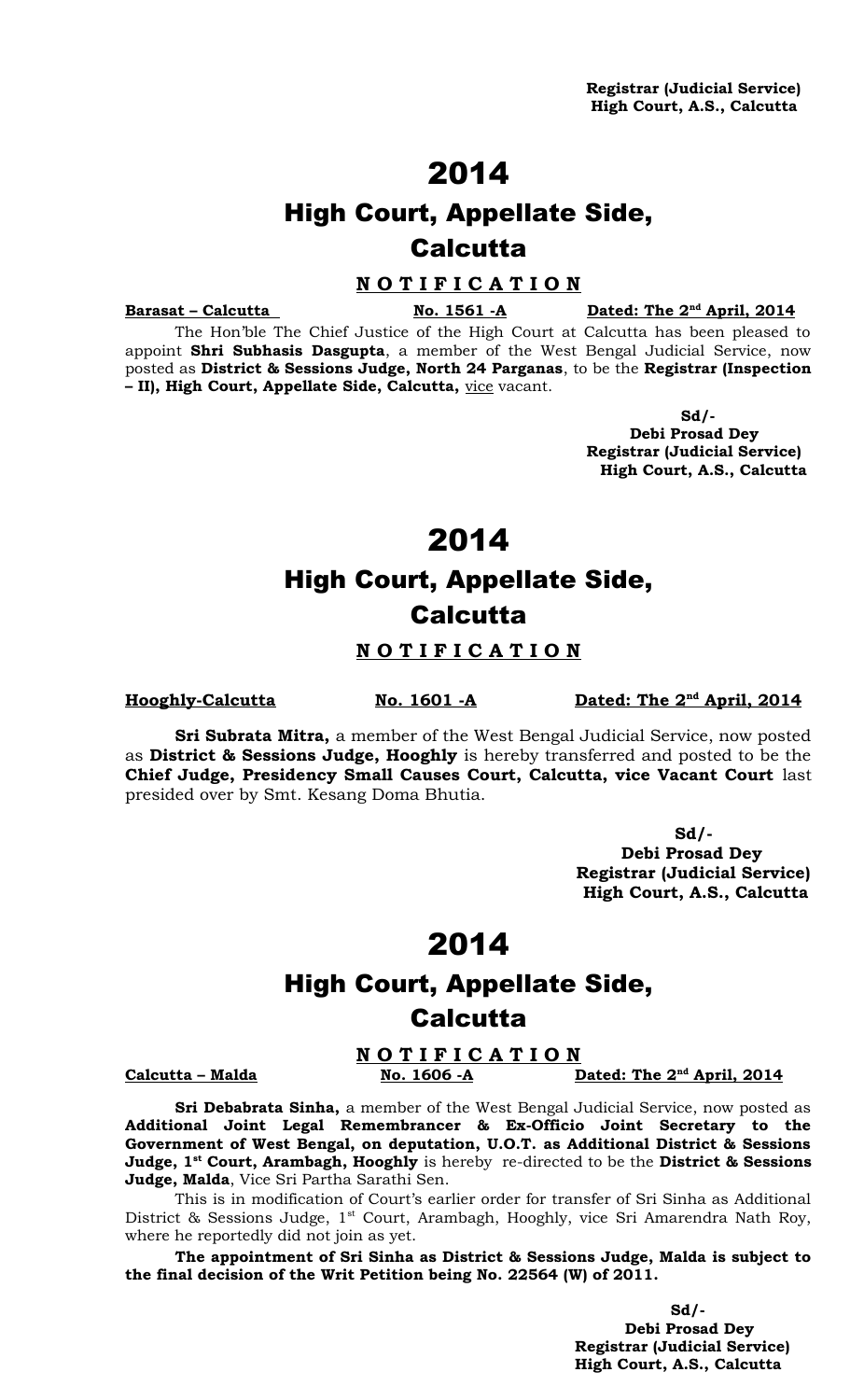**Registrar (Judicial Service)**
**High Court, A.S., Calcutta**

# 2014

## High Court, Appellate Side, Calcutta

**N O T I F I C A T I O N**

**Barasat – Calcutta** **No. 1561 -A** **Dated: The 2nd April, 2014**

The Hon'ble The Chief Justice of the High Court at Calcutta has been pleased to appoint **Shri Subhasis Dasgupta**, a member of the West Bengal Judicial Service, now posted as **District & Sessions Judge, North 24 Parganas**, to be the **Registrar (Inspection – II), High Court, Appellate Side, Calcutta,** vice vacant.

**Sd/-**
**Debi Prosad Dey**
**Registrar (Judicial Service)**
**High Court, A.S., Calcutta**

# 2014

## High Court, Appellate Side, Calcutta

**N O T I F I C A T I O N**

**Hooghly-Calcutta** **No. 1601 -A** **Dated: The 2nd April, 2014**

**Sri Subrata Mitra,** a member of the West Bengal Judicial Service, now posted as **District & Sessions Judge, Hooghly** is hereby transferred and posted to be the **Chief Judge, Presidency Small Causes Court, Calcutta, vice Vacant Court** last presided over by Smt. Kesang Doma Bhutia.

**Sd/-**
**Debi Prosad Dey**
**Registrar (Judicial Service)**
**High Court, A.S., Calcutta**

# 2014

## High Court, Appellate Side, Calcutta

**N O T I F I C A T I O N**

**Calcutta – Malda** **No. 1606 -A** **Dated: The 2nd April, 2014**

**Sri Debabrata Sinha,** a member of the West Bengal Judicial Service, now posted as **Additional Joint Legal Remembrancer & Ex-Officio Joint Secretary to the Government of West Bengal, on deputation, U.O.T. as Additional District & Sessions Judge, 1st Court, Arambagh, Hooghly** is hereby re-directed to be the **District & Sessions Judge, Malda**, Vice Sri Partha Sarathi Sen.

This is in modification of Court's earlier order for transfer of Sri Sinha as Additional District & Sessions Judge, 1st Court, Arambagh, Hooghly, vice Sri Amarendra Nath Roy, where he reportedly did not join as yet.

**The appointment of Sri Sinha as District & Sessions Judge, Malda is subject to the final decision of the Writ Petition being No. 22564 (W) of 2011.**

**Sd/-**
**Debi Prosad Dey**
**Registrar (Judicial Service)**
**High Court, A.S., Calcutta**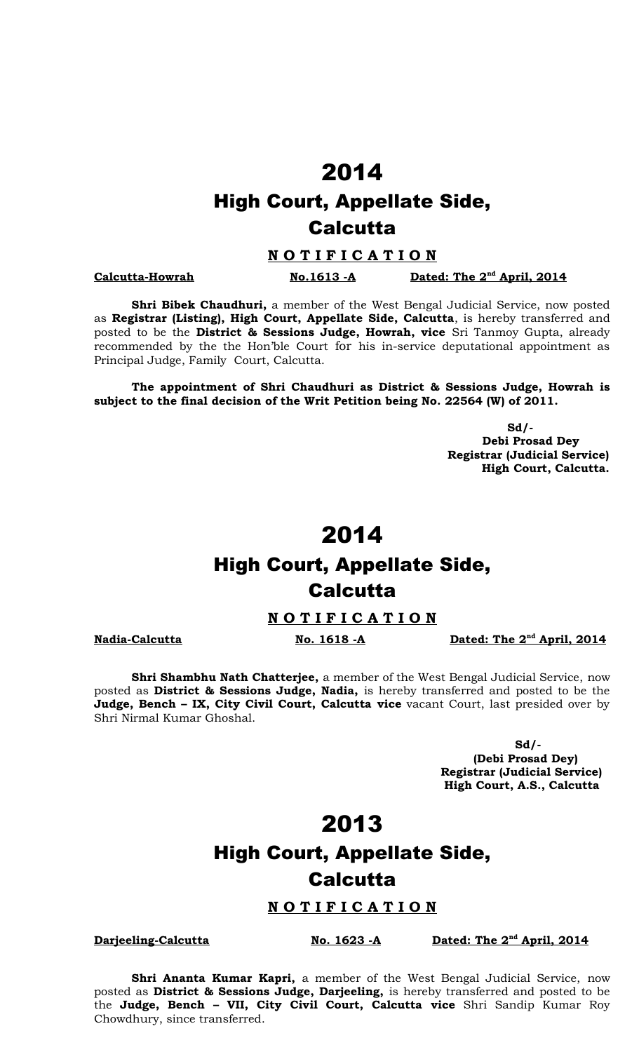# 2014

## High Court, Appellate Side, Calcutta

### N O T I F I C A T I O N

**Calcutta-Howrah** **No.1613 -A** **Dated: The 2nd April, 2014**

**Shri Bibek Chaudhuri,** a member of the West Bengal Judicial Service, now posted as **Registrar (Listing), High Court, Appellate Side, Calcutta**, is hereby transferred and posted to be the **District & Sessions Judge, Howrah, vice** Sri Tanmoy Gupta, already recommended by the the Hon'ble Court for his in-service deputational appointment as Principal Judge, Family Court, Calcutta.

**The appointment of Shri Chaudhuri as District & Sessions Judge, Howrah is subject to the final decision of the Writ Petition being No. 22564 (W) of 2011.**

**Sd/-**
**Debi Prosad Dey**
**Registrar (Judicial Service)**
**High Court, Calcutta.**

# 2014

## High Court, Appellate Side, Calcutta

### N O T I F I C A T I O N

**Nadia-Calcutta** **No. 1618 -A** **Dated: The 2nd April, 2014**

**Shri Shambhu Nath Chatterjee,** a member of the West Bengal Judicial Service, now posted as **District & Sessions Judge, Nadia,** is hereby transferred and posted to be the **Judge, Bench – IX, City Civil Court, Calcutta vice** vacant Court, last presided over by Shri Nirmal Kumar Ghoshal.

**Sd/-**
**(Debi Prosad Dey)**
**Registrar (Judicial Service)**
**High Court, A.S., Calcutta**

# 2013

## High Court, Appellate Side, Calcutta

### N O T I F I C A T I O N

**Darjeeling-Calcutta** **No. 1623 -A** **Dated: The 2nd April, 2014**

**Shri Ananta Kumar Kapri,** a member of the West Bengal Judicial Service, now posted as **District & Sessions Judge, Darjeeling,** is hereby transferred and posted to be the **Judge, Bench – VII, City Civil Court, Calcutta vice** Shri Sandip Kumar Roy Chowdhury, since transferred.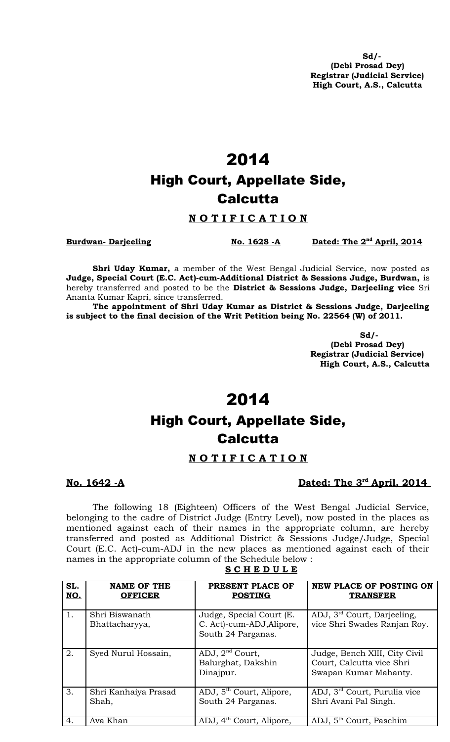**Sd/-**
**(Debi Prosad Dey)**
**Registrar (Judicial Service)**
**High Court, A.S., Calcutta**

# 2014

## High Court, Appellate Side, Calcutta

### N O T I F I C A T I O N

**Burdwan- Darjeeling** **No. 1628 -A** **Dated: The 2nd April, 2014**

**Shri Uday Kumar,** a member of the West Bengal Judicial Service, now posted as **Judge, Special Court (E.C. Act)-cum-Additional District & Sessions Judge, Burdwan,** is hereby transferred and posted to be the **District & Sessions Judge, Darjeeling vice** Sri Ananta Kumar Kapri, since transferred.

**The appointment of Shri Uday Kumar as District & Sessions Judge, Darjeeling is subject to the final decision of the Writ Petition being No. 22564 (W) of 2011.**

**Sd/-**
**(Debi Prosad Dey)**
**Registrar (Judicial Service)**
**High Court, A.S., Calcutta**

# 2014

## High Court, Appellate Side, Calcutta

### N O T I F I C A T I O N

**No. 1642 -A** **Dated: The 3rd April, 2014**

The following 18 (Eighteen) Officers of the West Bengal Judicial Service, belonging to the cadre of District Judge (Entry Level), now posted in the places as mentioned against each of their names in the appropriate column, are hereby transferred and posted as Additional District & Sessions Judge/Judge, Special Court (E.C. Act)-cum-ADJ in the new places as mentioned against each of their names in the appropriate column of the Schedule below :

**S C H E D U L E**

| SL. NO. | NAME OF THE OFFICER | PRESENT PLACE OF POSTING | NEW PLACE OF POSTING ON TRANSFER |
|---|---|---|---|
| 1. | Shri Biswanath Bhattacharyya, | Judge, Special Court (E. C. Act)-cum-ADJ,Alipore, South 24 Parganas. | ADJ, 3rd Court, Darjeeling, vice Shri Swades Ranjan Roy. |
| 2. | Syed Nurul Hossain, | ADJ, 2nd Court, Balurghat, Dakshin Dinajpur. | Judge, Bench XIII, City Civil Court, Calcutta vice Shri Swapan Kumar Mahanty. |
| 3. | Shri Kanhaiya Prasad Shah, | ADJ, 5th Court, Alipore, South 24 Parganas. | ADJ, 3rd Court, Purulia vice Shri Avani Pal Singh. |
| 4. | Ava Khan | ADJ, 4th Court, Alipore, | ADJ, 5th Court, Paschim |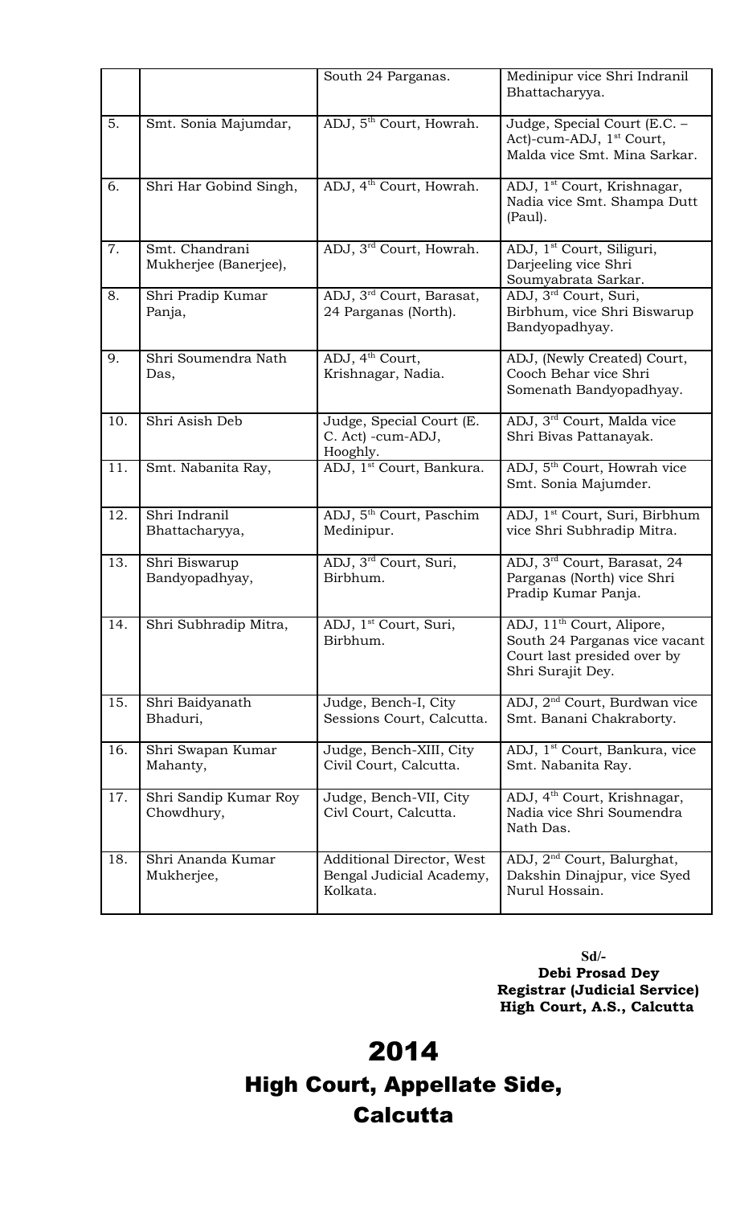| | | | |
|---|---|---|---|
| | | South 24 Parganas. | Medinipur vice Shri Indranil Bhattacharyya. |
| 5. | Smt. Sonia Majumdar, | ADJ, 5th Court, Howrah. | Judge, Special Court (E.C. – Act)-cum-ADJ, 1st Court, Malda vice Smt. Mina Sarkar. |
| 6. | Shri Har Gobind Singh, | ADJ, 4th Court, Howrah. | ADJ, 1st Court, Krishnagar, Nadia vice Smt. Shampa Dutt (Paul). |
| 7. | Smt. Chandrani Mukherjee (Banerjee), | ADJ, 3rd Court, Howrah. | ADJ, 1st Court, Siliguri, Darjeeling vice Shri Soumyabrata Sarkar. |
| 8. | Shri Pradip Kumar Panja, | ADJ, 3rd Court, Barasat, 24 Parganas (North). | ADJ, 3rd Court, Suri, Birbhum, vice Shri Biswarup Bandyopadhyay. |
| 9. | Shri Soumendra Nath Das, | ADJ, 4th Court, Krishnagar, Nadia. | ADJ, (Newly Created) Court, Cooch Behar vice Shri Somenath Bandyopadhyay. |
| 10. | Shri Asish Deb | Judge, Special Court (E. C. Act) -cum-ADJ, Hooghly. | ADJ, 3rd Court, Malda vice Shri Bivas Pattanayak. |
| 11. | Smt. Nabanita Ray, | ADJ, 1st Court, Bankura. | ADJ, 5th Court, Howrah vice Smt. Sonia Majumder. |
| 12. | Shri Indranil Bhattacharyya, | ADJ, 5th Court, Paschim Medinipur. | ADJ, 1st Court, Suri, Birbhum vice Shri Subhradip Mitra. |
| 13. | Shri Biswarup Bandyopadhyay, | ADJ, 3rd Court, Suri, Birbhum. | ADJ, 3rd Court, Barasat, 24 Parganas (North) vice Shri Pradip Kumar Panja. |
| 14. | Shri Subhradip Mitra, | ADJ, 1st Court, Suri, Birbhum. | ADJ, 11th Court, Alipore, South 24 Parganas vice vacant Court last presided over by Shri Surajit Dey. |
| 15. | Shri Baidyanath Bhaduri, | Judge, Bench-I, City Sessions Court, Calcutta. | ADJ, 2nd Court, Burdwan vice Smt. Banani Chakraborty. |
| 16. | Shri Swapan Kumar Mahanty, | Judge, Bench-XIII, City Civil Court, Calcutta. | ADJ, 1st Court, Bankura, vice Smt. Nabanita Ray. |
| 17. | Shri Sandip Kumar Roy Chowdhury, | Judge, Bench-VII, City Civl Court, Calcutta. | ADJ, 4th Court, Krishnagar, Nadia vice Shri Soumendra Nath Das. |
| 18. | Shri Ananda Kumar Mukherjee, | Additional Director, West Bengal Judicial Academy, Kolkata. | ADJ, 2nd Court, Balurghat, Dakshin Dinajpur, vice Syed Nurul Hossain. |

**Sd/-**
**Debi Prosad Dey**
**Registrar (Judicial Service)**
**High Court, A.S., Calcutta**

# 2014
## High Court, Appellate Side, Calcutta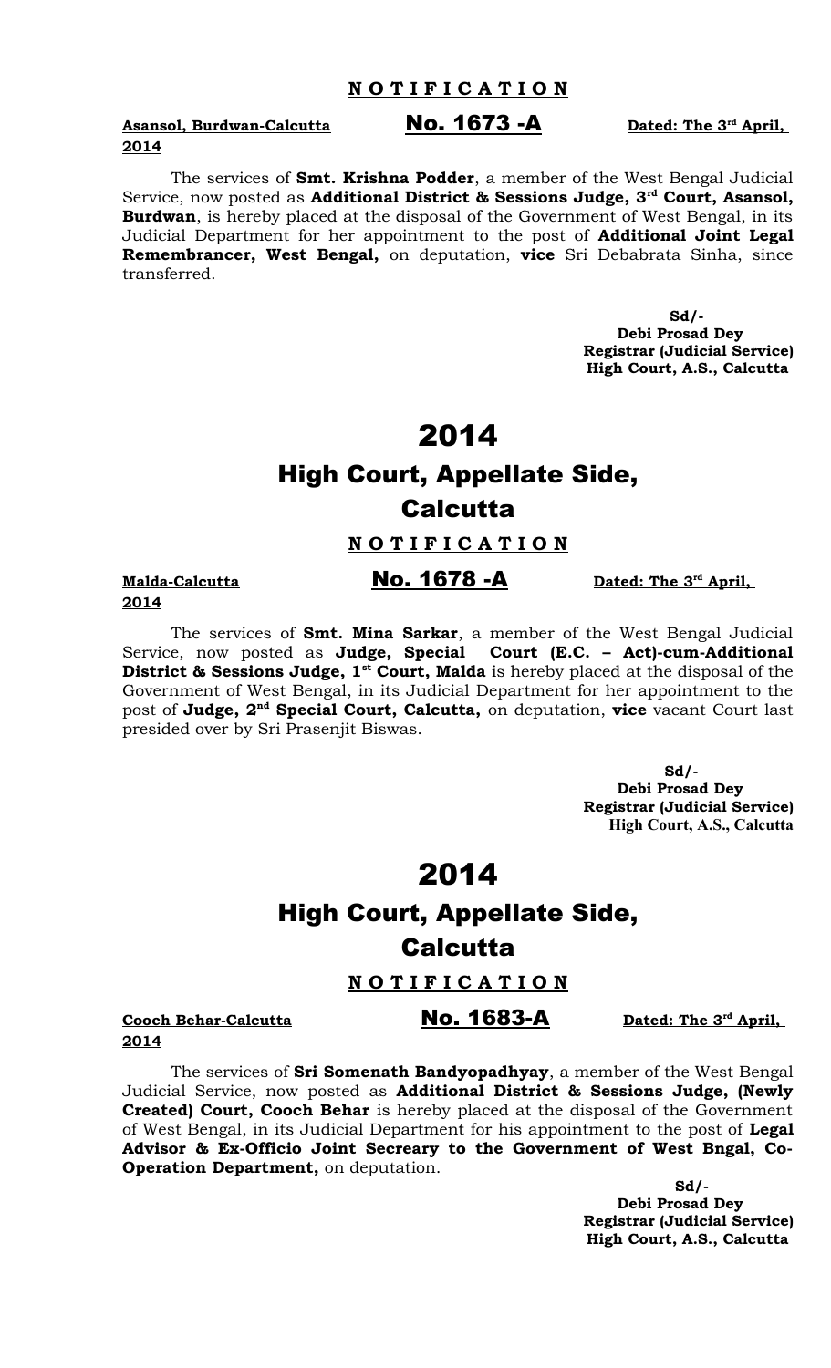## N O T I F I C A T I O N

**Asansol, Burdwan-Calcutta** **No. 1673 -A** **Dated: The 3rd April, 2014**

The services of **Smt. Krishna Podder**, a member of the West Bengal Judicial Service, now posted as **Additional District & Sessions Judge, 3rd Court, Asansol, Burdwan**, is hereby placed at the disposal of the Government of West Bengal, in its Judicial Department for her appointment to the post of **Additional Joint Legal Remembrancer, West Bengal,** on deputation, **vice** Sri Debabrata Sinha, since transferred.

**Sd/-**
**Debi Prosad Dey**
**Registrar (Judicial Service)**
**High Court, A.S., Calcutta**

# 2014

# High Court, Appellate Side, Calcutta

## N O T I F I C A T I O N

**Malda-Calcutta** **No. 1678 -A** **Dated: The 3rd April, 2014**

The services of **Smt. Mina Sarkar**, a member of the West Bengal Judicial Service, now posted as **Judge, Special Court (E.C. – Act)-cum-Additional District & Sessions Judge, 1st Court, Malda** is hereby placed at the disposal of the Government of West Bengal, in its Judicial Department for her appointment to the post of **Judge, 2nd Special Court, Calcutta,** on deputation, **vice** vacant Court last presided over by Sri Prasenjit Biswas.

**Sd/-**
**Debi Prosad Dey**
**Registrar (Judicial Service)**
**High Court, A.S., Calcutta**

# 2014

# High Court, Appellate Side, Calcutta

## N O T I F I C A T I O N

**Cooch Behar-Calcutta** **No. 1683-A** **Dated: The 3rd April, 2014**

The services of **Sri Somenath Bandyopadhyay**, a member of the West Bengal Judicial Service, now posted as **Additional District & Sessions Judge, (Newly Created) Court, Cooch Behar** is hereby placed at the disposal of the Government of West Bengal, in its Judicial Department for his appointment to the post of **Legal Advisor & Ex-Officio Joint Secreary to the Government of West Bngal, Co-Operation Department,** on deputation.

**Sd/-**
**Debi Prosad Dey**
**Registrar (Judicial Service)**
**High Court, A.S., Calcutta**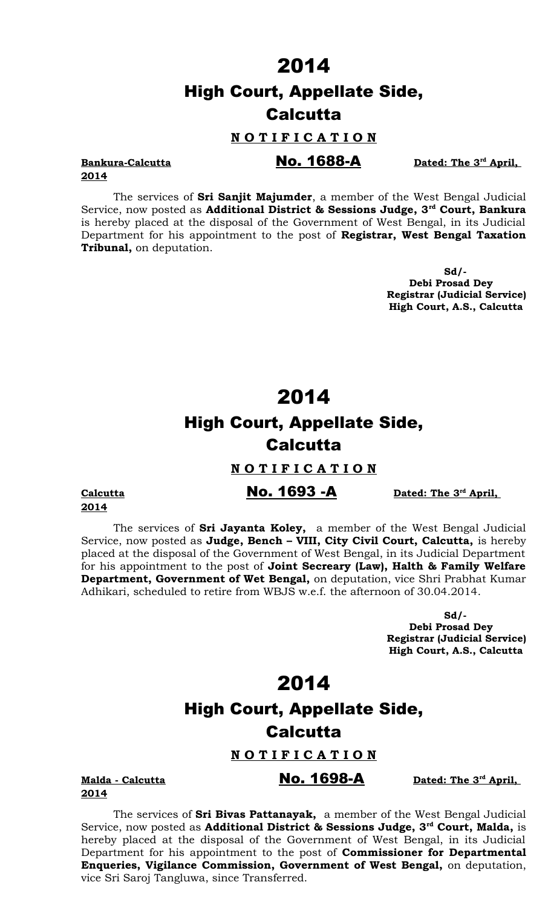# 2014

## High Court, Appellate Side, Calcutta

**N O T I F I C A T I O N**

**Bankura-Calcutta** **No. 1688-A** **Dated: The 3rd April, 2014**

The services of **Sri Sanjit Majumder**, a member of the West Bengal Judicial Service, now posted as **Additional District & Sessions Judge, 3rd Court, Bankura** is hereby placed at the disposal of the Government of West Bengal, in its Judicial Department for his appointment to the post of **Registrar, West Bengal Taxation Tribunal,** on deputation.

**Sd/-**
**Debi Prosad Dey**
**Registrar (Judicial Service)**
**High Court, A.S., Calcutta**

# 2014

## High Court, Appellate Side, Calcutta

**N O T I F I C A T I O N**

**Calcutta** **No. 1693 -A** **Dated: The 3rd April, 2014**

The services of **Sri Jayanta Koley,** a member of the West Bengal Judicial Service, now posted as **Judge, Bench – VIII, City Civil Court, Calcutta,** is hereby placed at the disposal of the Government of West Bengal, in its Judicial Department for his appointment to the post of **Joint Secreary (Law), Halth & Family Welfare Department, Government of Wet Bengal,** on deputation, vice Shri Prabhat Kumar Adhikari, scheduled to retire from WBJS w.e.f. the afternoon of 30.04.2014.

**Sd/-**
**Debi Prosad Dey**
**Registrar (Judicial Service)**
**High Court, A.S., Calcutta**

# 2014

## High Court, Appellate Side, Calcutta

**N O T I F I C A T I O N**

**Malda - Calcutta** **No. 1698-A** **Dated: The 3rd April, 2014**

The services of **Sri Bivas Pattanayak,** a member of the West Bengal Judicial Service, now posted as **Additional District & Sessions Judge, 3rd Court, Malda,** is hereby placed at the disposal of the Government of West Bengal, in its Judicial Department for his appointment to the post of **Commissioner for Departmental Enqueries, Vigilance Commission, Government of West Bengal,** on deputation, vice Sri Saroj Tangluwa, since Transferred.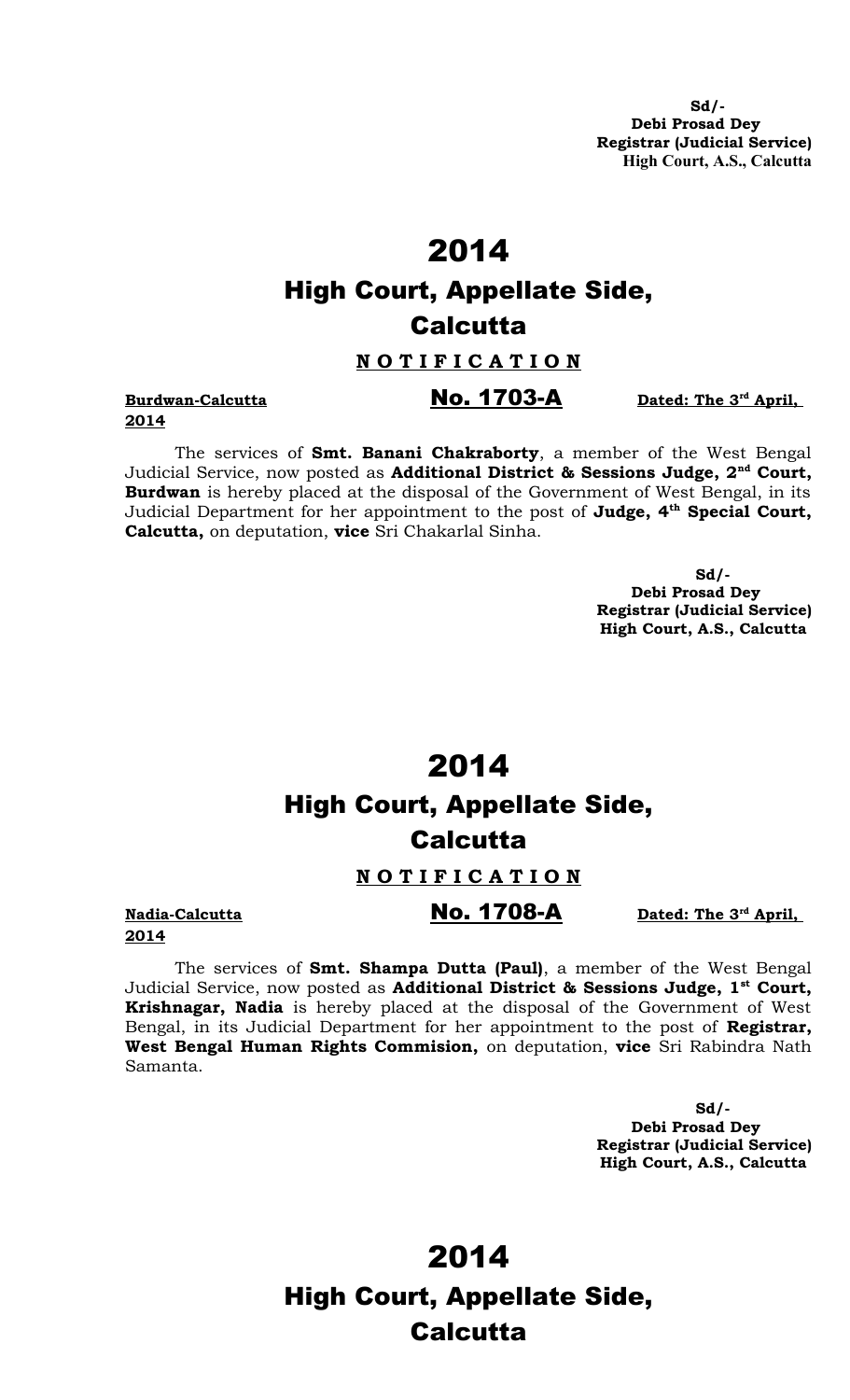**Sd/-**
**Debi Prosad Dey**
**Registrar (Judicial Service)**
**High Court, A.S., Calcutta**

# 2014

## High Court, Appellate Side, Calcutta

**N O T I F I C A T I O N**

**Burdwan-Calcutta** **No. 1703-A** **Dated: The 3rd April, 2014**

The services of **Smt. Banani Chakraborty**, a member of the West Bengal Judicial Service, now posted as **Additional District & Sessions Judge, 2nd Court, Burdwan** is hereby placed at the disposal of the Government of West Bengal, in its Judicial Department for her appointment to the post of **Judge, 4th Special Court, Calcutta,** on deputation, **vice** Sri Chakarlal Sinha.

**Sd/-**
**Debi Prosad Dey**
**Registrar (Judicial Service)**
**High Court, A.S., Calcutta**

# 2014

## High Court, Appellate Side, Calcutta

**N O T I F I C A T I O N**

**Nadia-Calcutta** **No. 1708-A** **Dated: The 3rd April, 2014**

The services of **Smt. Shampa Dutta (Paul)**, a member of the West Bengal Judicial Service, now posted as **Additional District & Sessions Judge, 1st Court, Krishnagar, Nadia** is hereby placed at the disposal of the Government of West Bengal, in its Judicial Department for her appointment to the post of **Registrar, West Bengal Human Rights Commision,** on deputation, **vice** Sri Rabindra Nath Samanta.

**Sd/-**
**Debi Prosad Dey**
**Registrar (Judicial Service)**
**High Court, A.S., Calcutta**

# 2014

## High Court, Appellate Side, Calcutta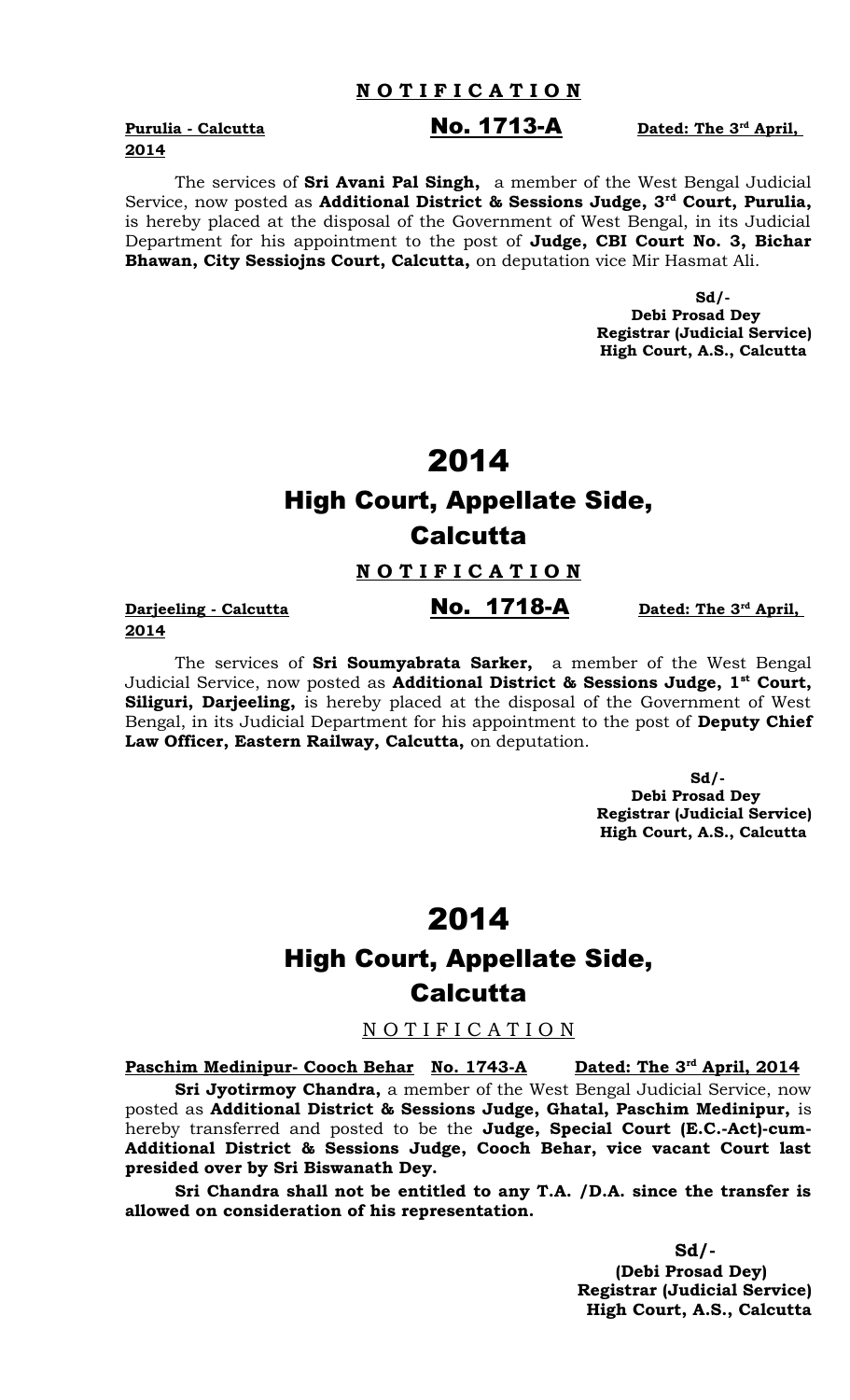**N O T I F I C A T I O N**

**Purulia - Calcutta** **No. 1713-A** **Dated: The 3rd April, 2014**

The services of **Sri Avani Pal Singh,** a member of the West Bengal Judicial Service, now posted as **Additional District & Sessions Judge, 3rd Court, Purulia,** is hereby placed at the disposal of the Government of West Bengal, in its Judicial Department for his appointment to the post of **Judge, CBI Court No. 3, Bichar Bhawan, City Sessiojns Court, Calcutta,** on deputation vice Mir Hasmat Ali.

**Sd/-**
**Debi Prosad Dey**
**Registrar (Judicial Service)**
**High Court, A.S., Calcutta**

# 2014

# High Court, Appellate Side, Calcutta

**N O T I F I C A T I O N**

**Darjeeling - Calcutta** **No. 1718-A** **Dated: The 3rd April, 2014**

The services of **Sri Soumyabrata Sarker,** a member of the West Bengal Judicial Service, now posted as **Additional District & Sessions Judge, 1st Court, Siliguri, Darjeeling,** is hereby placed at the disposal of the Government of West Bengal, in its Judicial Department for his appointment to the post of **Deputy Chief Law Officer, Eastern Railway, Calcutta,** on deputation.

**Sd/-**
**Debi Prosad Dey**
**Registrar (Judicial Service)**
**High Court, A.S., Calcutta**

# 2014

# High Court, Appellate Side, Calcutta

N O T I F I C A T I O N

**Paschim Medinipur- Cooch Behar** **No. 1743-A** **Dated: The 3rd April, 2014**

**Sri Jyotirmoy Chandra,** a member of the West Bengal Judicial Service, now posted as **Additional District & Sessions Judge, Ghatal, Paschim Medinipur,** is hereby transferred and posted to be the **Judge, Special Court (E.C.-Act)-cum-Additional District & Sessions Judge, Cooch Behar, vice vacant Court last presided over by Sri Biswanath Dey.**

**Sri Chandra shall not be entitled to any T.A. /D.A. since the transfer is allowed on consideration of his representation.**

**Sd/-**
**(Debi Prosad Dey)**
**Registrar (Judicial Service)**
**High Court, A.S., Calcutta**